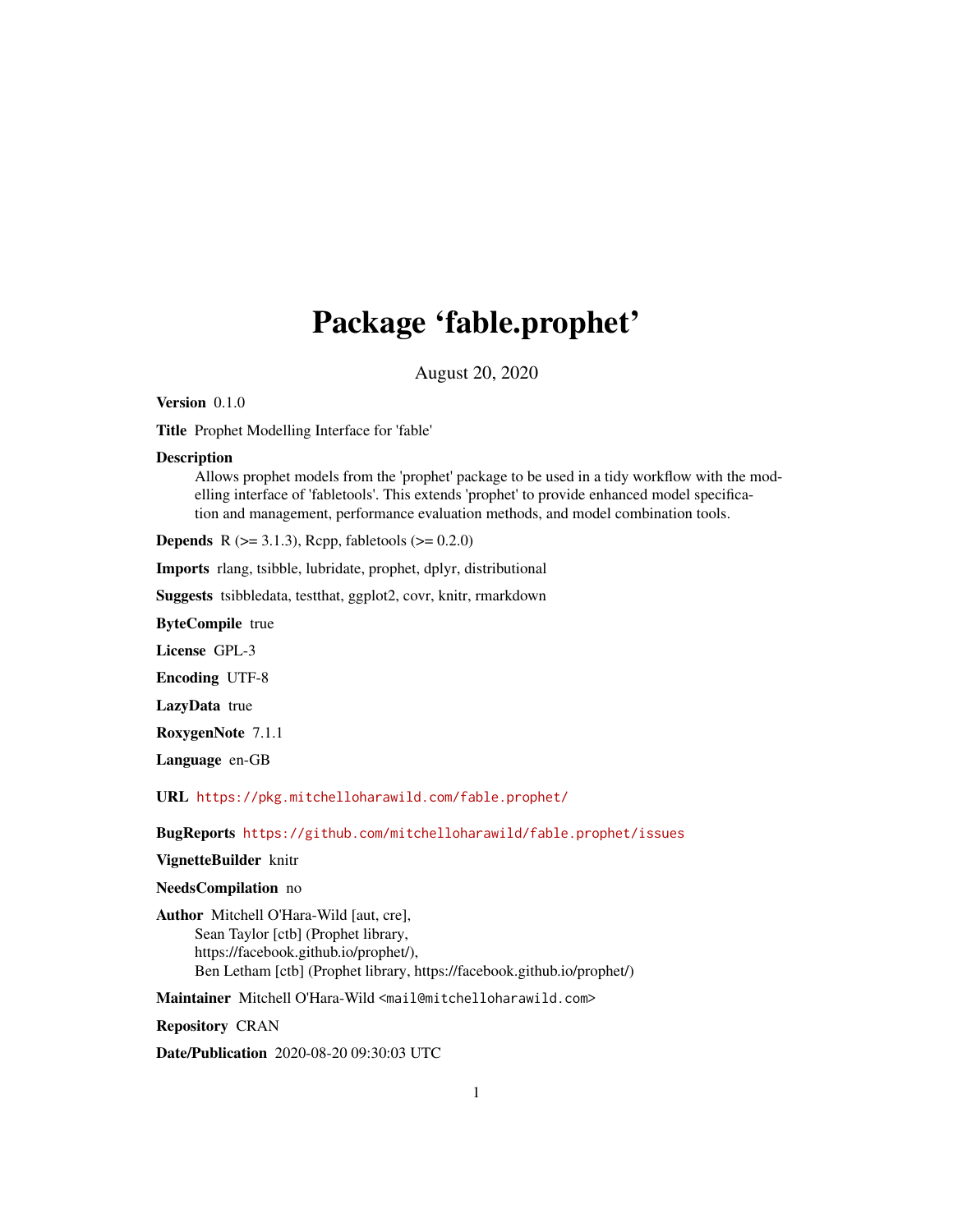# Package 'fable.prophet'

August 20, 2020

**Version** 0.1.0

**Title** Prophet Modelling Interface for 'fable'

**Description** Allows prophet models from the 'prophet' package to be used in a tidy workflow with the modelling interface of 'fabletools'. This extends 'prophet' to provide enhanced model specification and management, performance evaluation methods, and model combination tools.

**Depends** R (>= 3.1.3), Rcpp, fabletools (>= 0.2.0)

**Imports** rlang, tsibble, lubridate, prophet, dplyr, distributional

**Suggests** tsibbledata, testthat, ggplot2, covr, knitr, rmarkdown

**ByteCompile** true

**License** GPL-3

**Encoding** UTF-8

**LazyData** true

**RoxygenNote** 7.1.1

**Language** en-GB

**URL** https://pkg.mitchelloharawild.com/fable.prophet/

**BugReports** https://github.com/mitchelloharawild/fable.prophet/issues

**VignetteBuilder** knitr

**NeedsCompilation** no

**Author** Mitchell O'Hara-Wild [aut, cre],
Sean Taylor [ctb] (Prophet library,
https://facebook.github.io/prophet/),
Ben Letham [ctb] (Prophet library, https://facebook.github.io/prophet/)

**Maintainer** Mitchell O'Hara-Wild <mail@mitchelloharawild.com>

**Repository** CRAN

**Date/Publication** 2020-08-20 09:30:03 UTC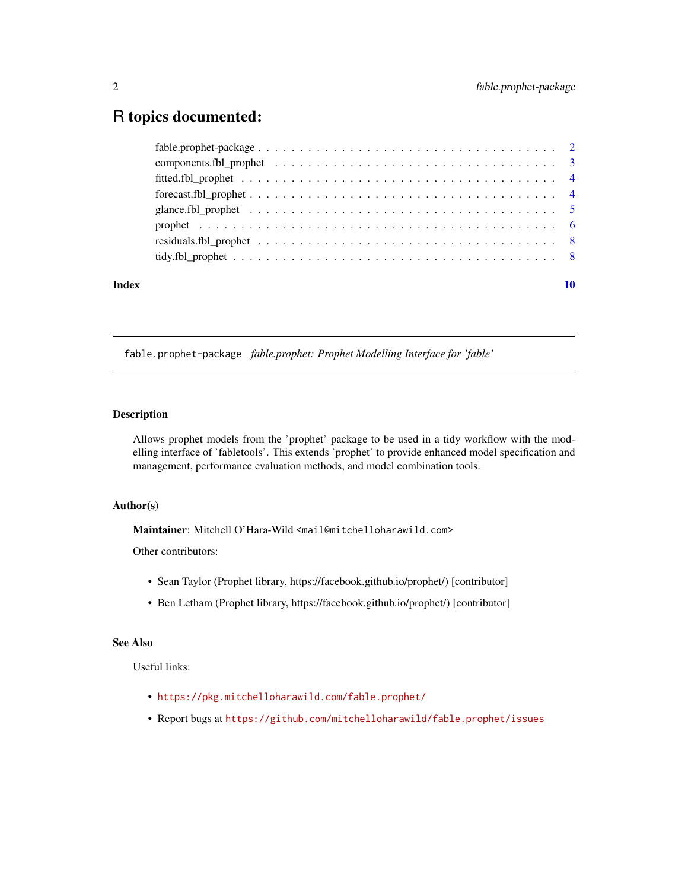# R topics documented:

- fable.prophet-package . . . . . . . . . . . . . . . . . . . . . . . . . . . . . . . . . . . . 2
- components.fbl_prophet . . . . . . . . . . . . . . . . . . . . . . . . . . . . . . . . . . . 3
- fitted.fbl_prophet . . . . . . . . . . . . . . . . . . . . . . . . . . . . . . . . . . . . . . 4
- forecast.fbl_prophet . . . . . . . . . . . . . . . . . . . . . . . . . . . . . . . . . . . . 4
- glance.fbl_prophet . . . . . . . . . . . . . . . . . . . . . . . . . . . . . . . . . . . . . 5
- prophet . . . . . . . . . . . . . . . . . . . . . . . . . . . . . . . . . . . . . . . . . . . 6
- residuals.fbl_prophet . . . . . . . . . . . . . . . . . . . . . . . . . . . . . . . . . . . 8
- tidy.fbl_prophet . . . . . . . . . . . . . . . . . . . . . . . . . . . . . . . . . . . . . . 8

**Index** **10**

---

`fable.prophet-package` *fable.prophet: Prophet Modelling Interface for 'fable'*

---

### Description

Allows prophet models from the 'prophet' package to be used in a tidy workflow with the modelling interface of 'fabletools'. This extends 'prophet' to provide enhanced model specification and management, performance evaluation methods, and model combination tools.

### Author(s)

**Maintainer**: Mitchell O'Hara-Wild `<mail@mitchelloharawild.com>`

Other contributors:

- Sean Taylor (Prophet library, https://facebook.github.io/prophet/) [contributor]
- Ben Letham (Prophet library, https://facebook.github.io/prophet/) [contributor]

### See Also

Useful links:

- `https://pkg.mitchelloharawild.com/fable.prophet/`
- Report bugs at `https://github.com/mitchelloharawild/fable.prophet/issues`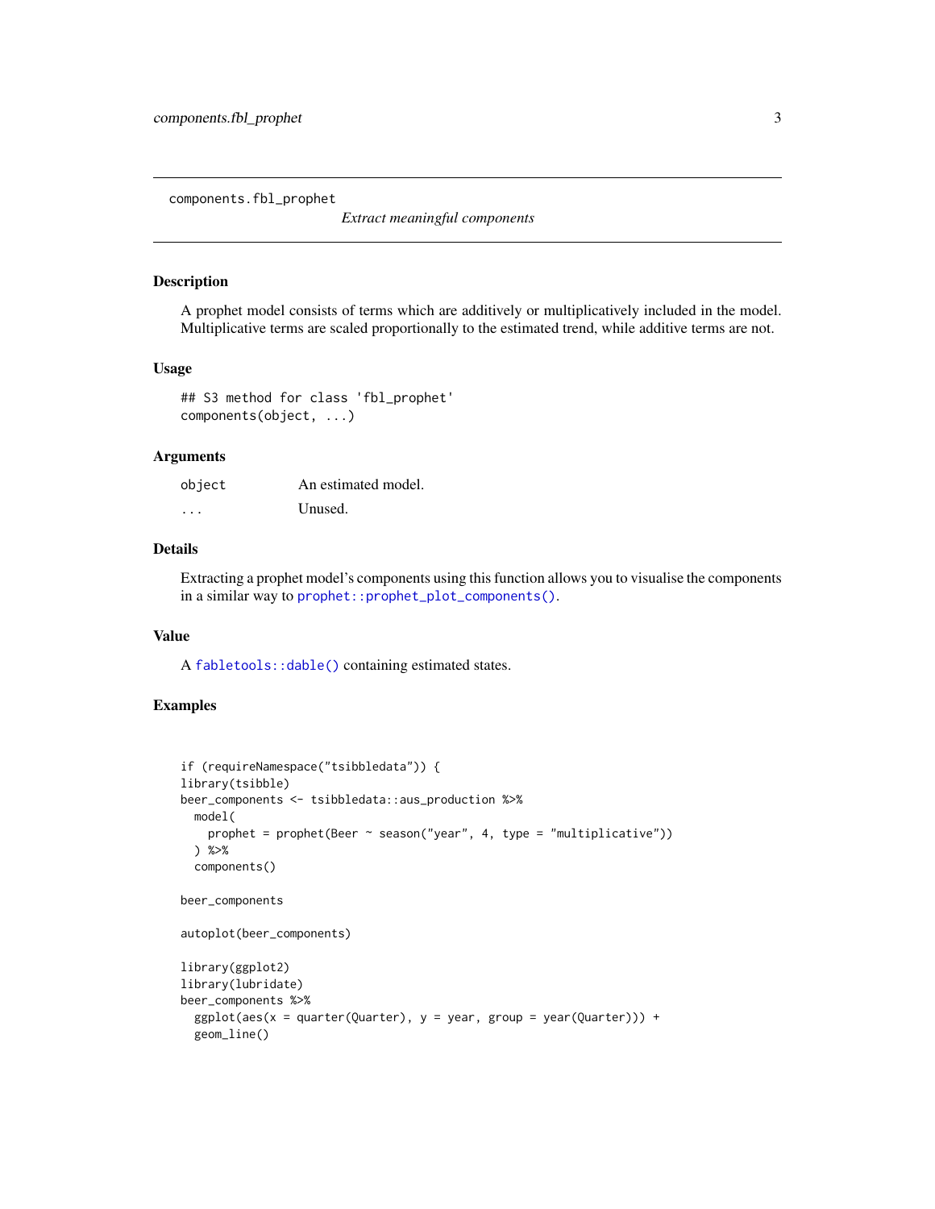# components.fbl_prophet

*Extract meaningful components*

## Description

A prophet model consists of terms which are additively or multiplicatively included in the model. Multiplicative terms are scaled proportionally to the estimated trend, while additive terms are not.

## Usage

```
## S3 method for class 'fbl_prophet'
components(object, ...)
```

## Arguments

| | |
|---|---|
| `object` | An estimated model. |
| `...` | Unused. |

## Details

Extracting a prophet model's components using this function allows you to visualise the components in a similar way to `prophet::prophet_plot_components()`.

## Value

A `fabletools::dable()` containing estimated states.

## Examples

```
if (requireNamespace("tsibbledata")) {
library(tsibble)
beer_components <- tsibbledata::aus_production %>%
  model(
    prophet = prophet(Beer ~ season("year", 4, type = "multiplicative"))
  ) %>%
  components()

beer_components

autoplot(beer_components)

library(ggplot2)
library(lubridate)
beer_components %>%
  ggplot(aes(x = quarter(Quarter), y = year, group = year(Quarter))) +
  geom_line()
```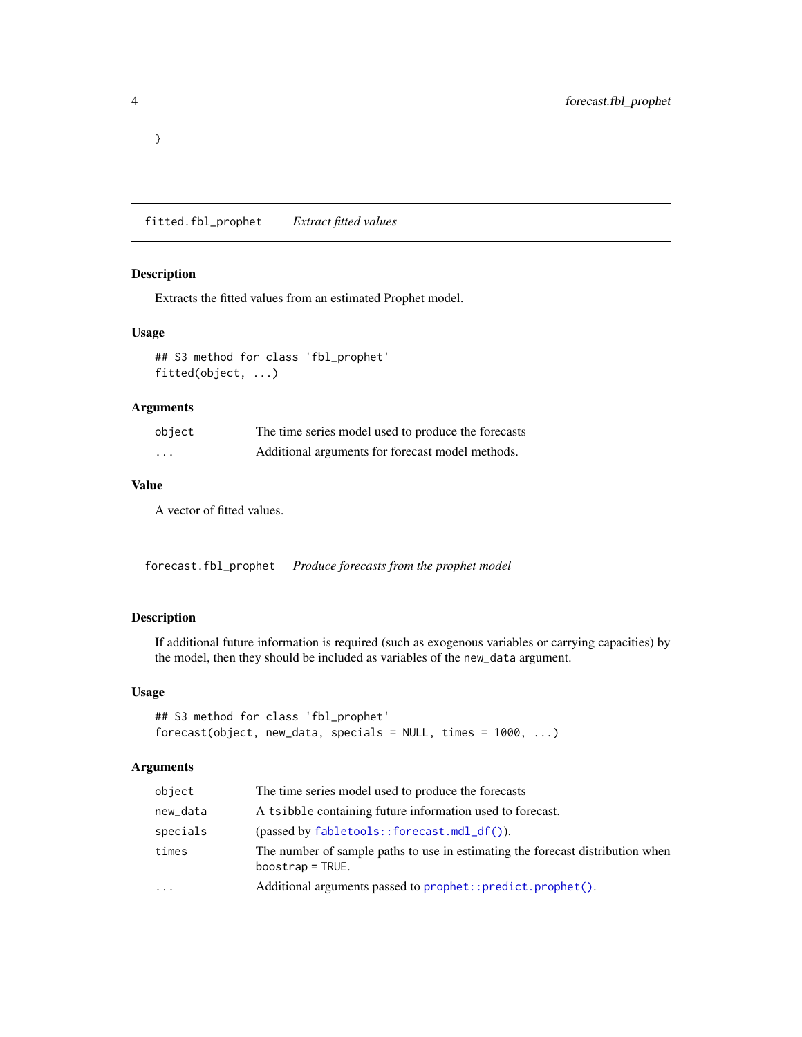```
}
```

## fitted.fbl_prophet *Extract fitted values*

### Description

Extracts the fitted values from an estimated Prophet model.

### Usage

```
## S3 method for class 'fbl_prophet'
fitted(object, ...)
```

### Arguments

| | |
|---|---|
| object | The time series model used to produce the forecasts |
| ... | Additional arguments for forecast model methods. |

### Value

A vector of fitted values.

## forecast.fbl_prophet *Produce forecasts from the prophet model*

### Description

If additional future information is required (such as exogenous variables or carrying capacities) by the model, then they should be included as variables of the `new_data` argument.

### Usage

```
## S3 method for class 'fbl_prophet'
forecast(object, new_data, specials = NULL, times = 1000, ...)
```

### Arguments

| | |
|---|---|
| object | The time series model used to produce the forecasts |
| new_data | A `tsibble` containing future information used to forecast. |
| specials | (passed by `fabletools::forecast.mdl_df()`). |
| times | The number of sample paths to use in estimating the forecast distribution when `boostrap = TRUE`. |
| ... | Additional arguments passed to `prophet::predict.prophet()`. |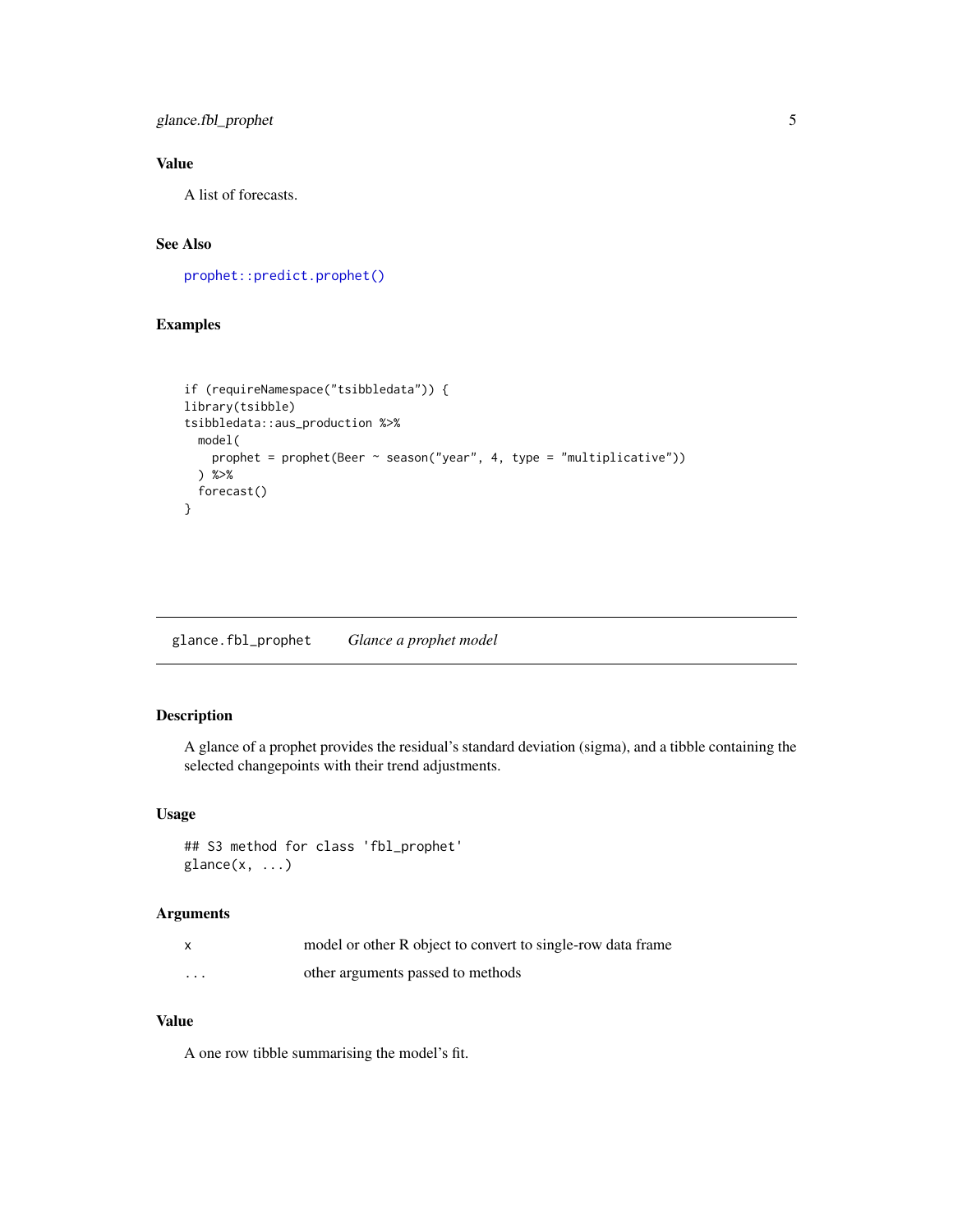## Value

A list of forecasts.

## See Also

`prophet::predict.prophet()`

## Examples

```
if (requireNamespace("tsibbledata")) {
library(tsibble)
tsibbledata::aus_production %>%
  model(
    prophet = prophet(Beer ~ season("year", 4, type = "multiplicative"))
  ) %>%
  forecast()
}
```

---

# glance.fbl_prophet *Glance a prophet model*

## Description

A glance of a prophet provides the residual's standard deviation (sigma), and a tibble containing the selected changepoints with their trend adjustments.

## Usage

```
## S3 method for class 'fbl_prophet'
glance(x, ...)
```

## Arguments

| | |
|---|---|
| x | model or other R object to convert to single-row data frame |
| ... | other arguments passed to methods |

## Value

A one row tibble summarising the model's fit.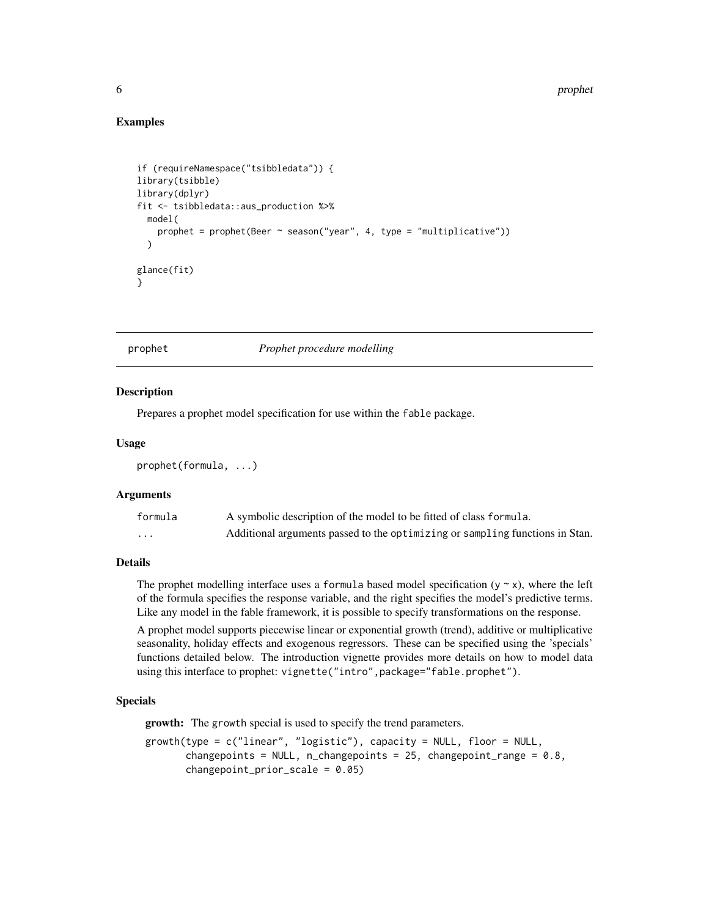### Examples

```
if (requireNamespace("tsibbledata")) {
library(tsibble)
library(dplyr)
fit <- tsibbledata::aus_production %>%
  model(
    prophet = prophet(Beer ~ season("year", 4, type = "multiplicative"))
  )

glance(fit)
}
```

---

## prophet — *Prophet procedure modelling*

---

### Description

Prepares a prophet model specification for use within the fable package.

### Usage

```
prophet(formula, ...)
```

### Arguments

| | |
|---|---|
| formula | A symbolic description of the model to be fitted of class formula. |
| ... | Additional arguments passed to the optimizing or sampling functions in Stan. |

### Details

The prophet modelling interface uses a formula based model specification (y ~ x), where the left of the formula specifies the response variable, and the right specifies the model's predictive terms. Like any model in the fable framework, it is possible to specify transformations on the response.

A prophet model supports piecewise linear or exponential growth (trend), additive or multiplicative seasonality, holiday effects and exogenous regressors. These can be specified using the 'specials' functions detailed below. The introduction vignette provides more details on how to model data using this interface to prophet: vignette("intro",package="fable.prophet").

### Specials

**growth:** The growth special is used to specify the trend parameters.

```
growth(type = c("linear", "logistic"), capacity = NULL, floor = NULL,
       changepoints = NULL, n_changepoints = 25, changepoint_range = 0.8,
       changepoint_prior_scale = 0.05)
```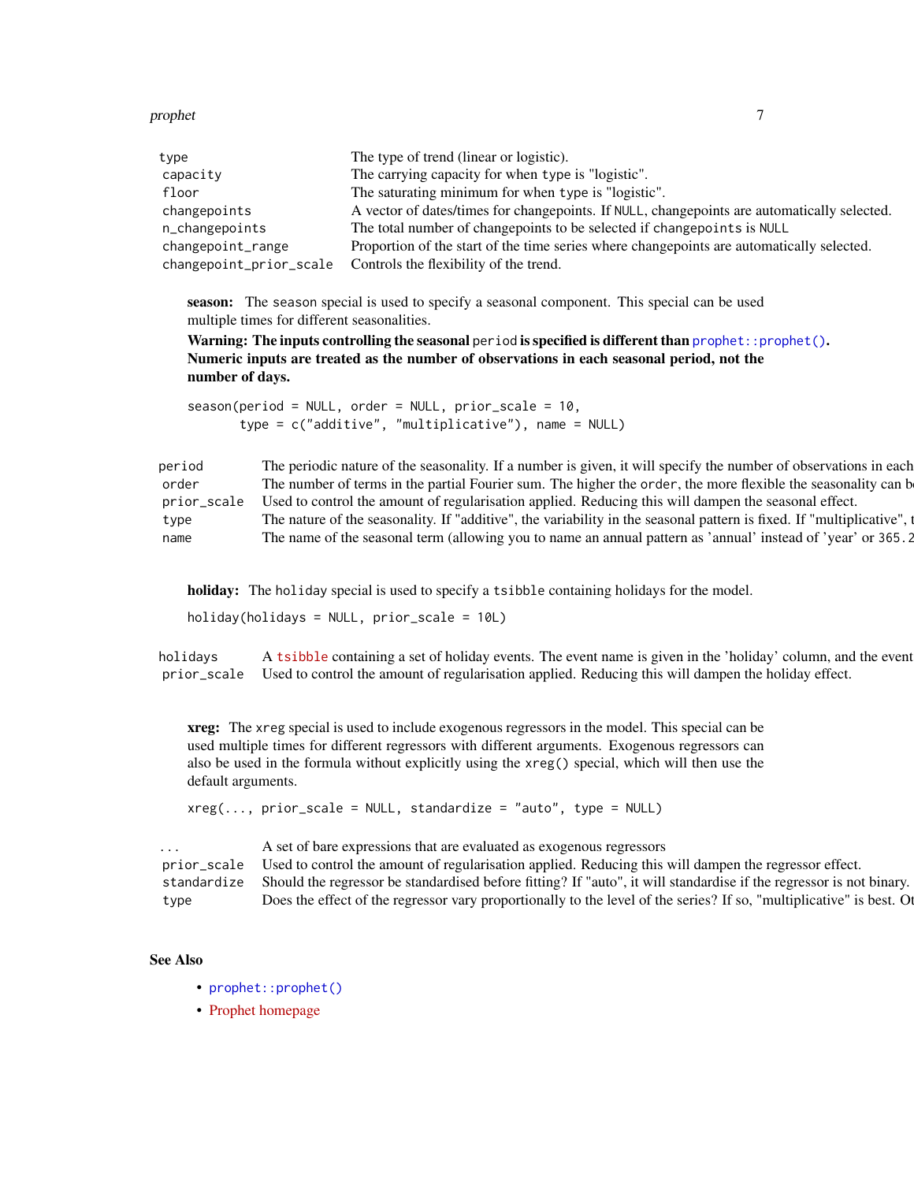| | |
|---|---|
| `type` | The type of trend (linear or logistic). |
| `capacity` | The carrying capacity for when `type` is "logistic". |
| `floor` | The saturating minimum for when `type` is "logistic". |
| `changepoints` | A vector of dates/times for changepoints. If `NULL`, changepoints are automatically selected. |
| `n_changepoints` | The total number of changepoints to be selected if `changepoints` is `NULL` |
| `changepoint_range` | Proportion of the start of the time series where changepoints are automatically selected. |
| `changepoint_prior_scale` | Controls the flexibility of the trend. |

**season:** The `season` special is used to specify a seasonal component. This special can be used multiple times for different seasonalities.

**Warning: The inputs controlling the seasonal `period` is specified is different than `prophet::prophet()`. Numeric inputs are treated as the number of observations in each seasonal period, not the number of days.**

```
season(period = NULL, order = NULL, prior_scale = 10,
       type = c("additive", "multiplicative"), name = NULL)
```

| | |
|---|---|
| `period` | The periodic nature of the seasonality. If a number is given, it will specify the number of observations in each |
| `order` | The number of terms in the partial Fourier sum. The higher the `order`, the more flexible the seasonality can b |
| `prior_scale` | Used to control the amount of regularisation applied. Reducing this will dampen the seasonal effect. |
| `type` | The nature of the seasonality. If "additive", the variability in the seasonal pattern is fixed. If "multiplicative", t |
| `name` | The name of the seasonal term (allowing you to name an annual pattern as 'annual' instead of 'year' or `365.2` |

**holiday:** The `holiday` special is used to specify a `tsibble` containing holidays for the model.

```
holiday(holidays = NULL, prior_scale = 10L)
```

| | |
|---|---|
| `holidays` | A `tsibble` containing a set of holiday events. The event name is given in the 'holiday' column, and the event |
| `prior_scale` | Used to control the amount of regularisation applied. Reducing this will dampen the holiday effect. |

**xreg:** The `xreg` special is used to include exogenous regressors in the model. This special can be used multiple times for different regressors with different arguments. Exogenous regressors can also be used in the formula without explicitly using the `xreg()` special, which will then use the default arguments.

```
xreg(..., prior_scale = NULL, standardize = "auto", type = NULL)
```

| | |
|---|---|
| `...` | A set of bare expressions that are evaluated as exogenous regressors |
| `prior_scale` | Used to control the amount of regularisation applied. Reducing this will dampen the regressor effect. |
| `standardize` | Should the regressor be standardised before fitting? If "auto", it will standardise if the regressor is not binary. |
| `type` | Does the effect of the regressor vary proportionally to the level of the series? If so, "multiplicative" is best. Ot |

## See Also

- `prophet::prophet()`
- Prophet homepage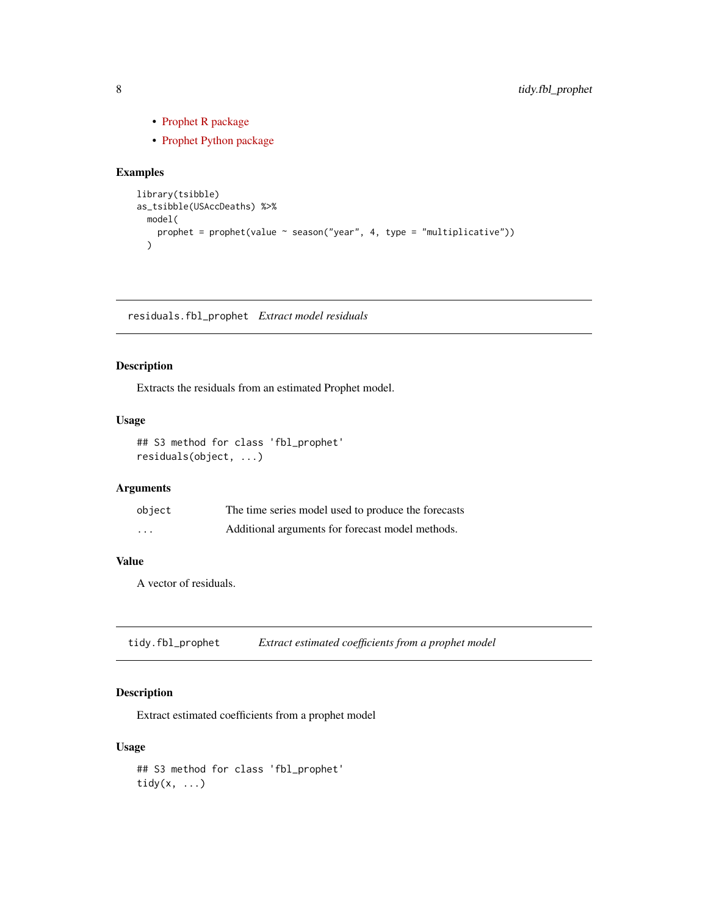- Prophet R package
- Prophet Python package

### Examples

```
library(tsibble)
as_tsibble(USAccDeaths) %>%
  model(
    prophet = prophet(value ~ season("year", 4, type = "multiplicative"))
  )
```

---

## residuals.fbl_prophet *Extract model residuals*

---

### Description

Extracts the residuals from an estimated Prophet model.

### Usage

```
## S3 method for class 'fbl_prophet'
residuals(object, ...)
```

### Arguments

| | |
|---|---|
| `object` | The time series model used to produce the forecasts |
| `...` | Additional arguments for forecast model methods. |

### Value

A vector of residuals.

---

## tidy.fbl_prophet *Extract estimated coefficients from a prophet model*

---

### Description

Extract estimated coefficients from a prophet model

### Usage

```
## S3 method for class 'fbl_prophet'
tidy(x, ...)
```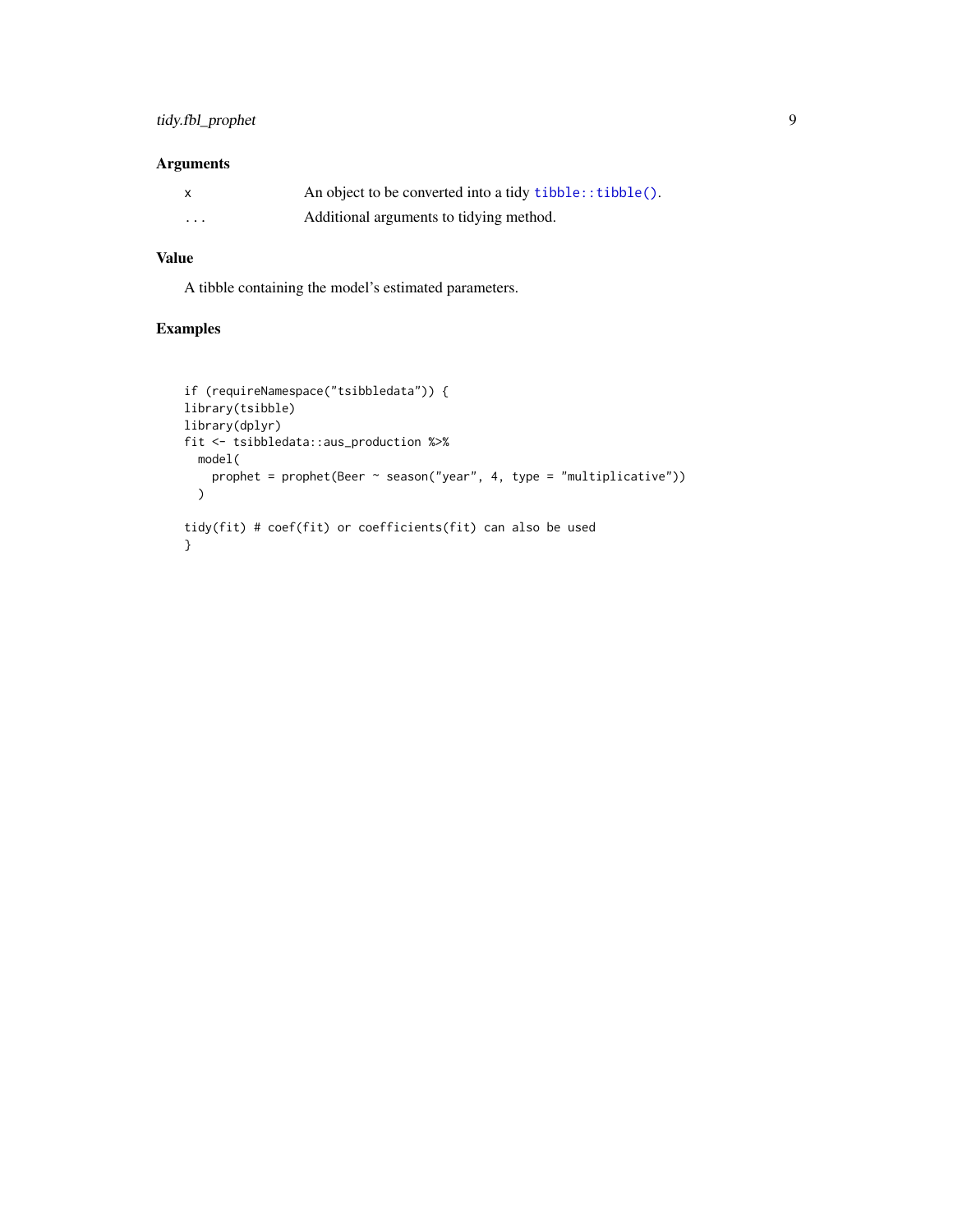### Arguments

| | |
|---|---|
| x | An object to be converted into a tidy `tibble::tibble()`. |
| ... | Additional arguments to tidying method. |

### Value

A tibble containing the model's estimated parameters.

### Examples

```
if (requireNamespace("tsibbledata")) {
library(tsibble)
library(dplyr)
fit <- tsibbledata::aus_production %>%
  model(
    prophet = prophet(Beer ~ season("year", 4, type = "multiplicative"))
  )

tidy(fit) # coef(fit) or coefficients(fit) can also be used
}
```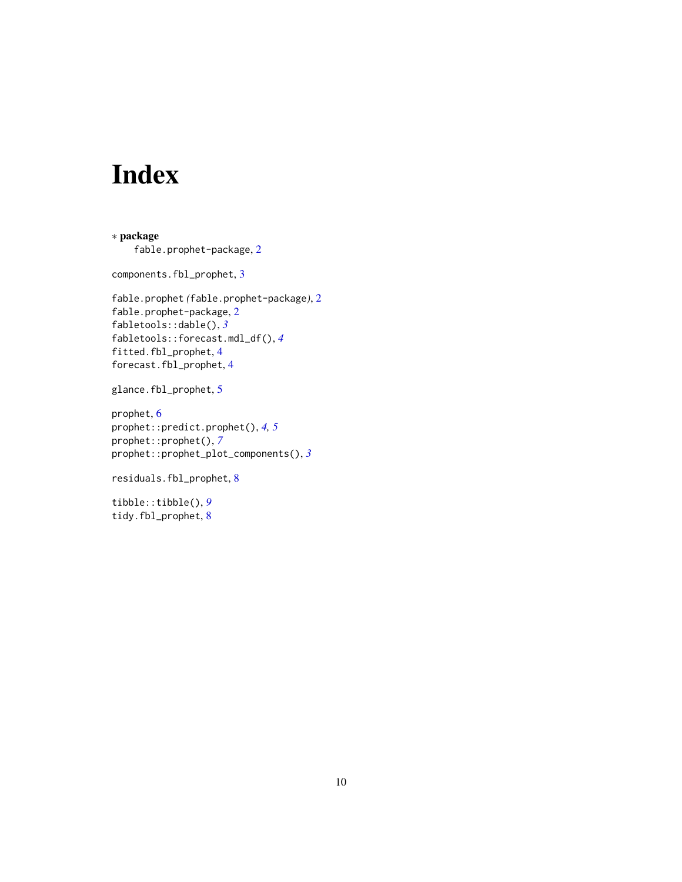# Index

∗ **package**

fable.prophet-package, 2

components.fbl_prophet, 3

fable.prophet *(*fable.prophet-package*)*, 2
fable.prophet-package, 2
fabletools::dable(), *3*
fabletools::forecast.mdl_df(), *4*
fitted.fbl_prophet, 4
forecast.fbl_prophet, 4

glance.fbl_prophet, 5

prophet, 6
prophet::predict.prophet(), *4, 5*
prophet::prophet(), *7*
prophet::prophet_plot_components(), *3*

residuals.fbl_prophet, 8

tibble::tibble(), *9*
tidy.fbl_prophet, 8